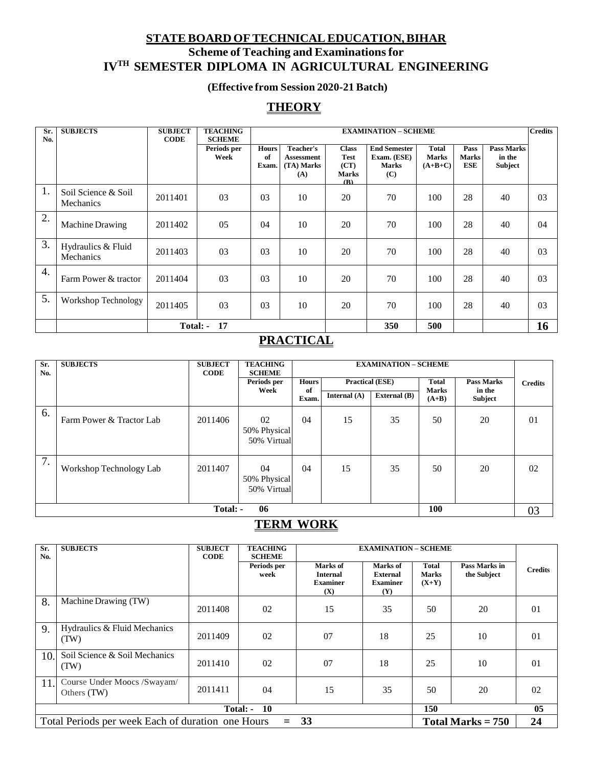# STATE BOARD OF TECHNICAL EDUCATION, BIHAR

## Scheme of Teaching and Examinations for

## IV[TH] SEMESTER DIPLOMA IN AGRICULTURAL ENGINEERING

**(Effective from Session 2020-21 Batch)**

## THEORY

| Sr. No. | SUBJECTS | SUBJECT CODE | TEACHING SCHEME | EXAMINATION – SCHEME | | | | | | | | Credits |
|---|---|---|---|---|---|---|---|---|---|---|---|---|
| | | | Periods per Week | Hours of Exam. | Teacher's Assessment (TA) Marks (A) | Class Test (CT) Marks (B) | End Semester Exam. (ESE) Marks (C) | Total Marks (A+B+C) | Pass Marks ESE | Pass Marks in the Subject | | |
| 1. | Soil Science & Soil Mechanics | 2011401 | 03 | 03 | 10 | 20 | 70 | 100 | 28 | 40 | | 03 |
| 2. | Machine Drawing | 2011402 | 05 | 04 | 10 | 20 | 70 | 100 | 28 | 40 | | 04 |
| 3. | Hydraulics & Fluid Mechanics | 2011403 | 03 | 03 | 10 | 20 | 70 | 100 | 28 | 40 | | 03 |
| 4. | Farm Power & tractor | 2011404 | 03 | 03 | 10 | 20 | 70 | 100 | 28 | 40 | | 03 |
| 5. | Workshop Technology | 2011405 | 03 | 03 | 10 | 20 | 70 | 100 | 28 | 40 | | 03 |
| | | Total: - | 17 | | | | 350 | 500 | | | | 16 |

## PRACTICAL

| Sr. No. | SUBJECTS | SUBJECT CODE | TEACHING SCHEME | EXAMINATION – SCHEME | | | | | Credits |
|---|---|---|---|---|---|---|---|---|---|
| | | | Periods per Week | Hours of Exam. | Practical (ESE) | | Total Marks (A+B) | Pass Marks in the Subject | |
| | | | | | Internal (A) | External (B) | | | |
| 6. | Farm Power & Tractor Lab | 2011406 | 02 50% Physical 50% Virtual | 04 | 15 | 35 | 50 | 20 | 01 |
| 7. | Workshop Technology Lab | 2011407 | 04 50% Physical 50% Virtual | 04 | 15 | 35 | 50 | 20 | 02 |
| | | Total: - | 06 | | | | 100 | | 03 |

## TERM WORK

| Sr. No. | SUBJECTS | SUBJECT CODE | TEACHING SCHEME | EXAMINATION – SCHEME | | | | Credits |
|---|---|---|---|---|---|---|---|---|
| | | | Periods per week | Marks of Internal Examiner (X) | Marks of External Examiner (Y) | Total Marks (X+Y) | Pass Marks in the Subject | |
| 8. | Machine Drawing (TW) | 2011408 | 02 | 15 | 35 | 50 | 20 | 01 |
| 9. | Hydraulics & Fluid Mechanics (TW) | 2011409 | 02 | 07 | 18 | 25 | 10 | 01 |
| 10. | Soil Science & Soil Mechanics (TW) | 2011410 | 02 | 07 | 18 | 25 | 10 | 01 |
| 11. | Course Under Moocs /Swayam/ Others (TW) | 2011411 | 04 | 15 | 35 | 50 | 20 | 02 |
| | | Total: - | 10 | | | 150 | | 05 |
| Total Periods per week Each of duration one Hours | | | = 33 | | | Total Marks = 750 | | 24 |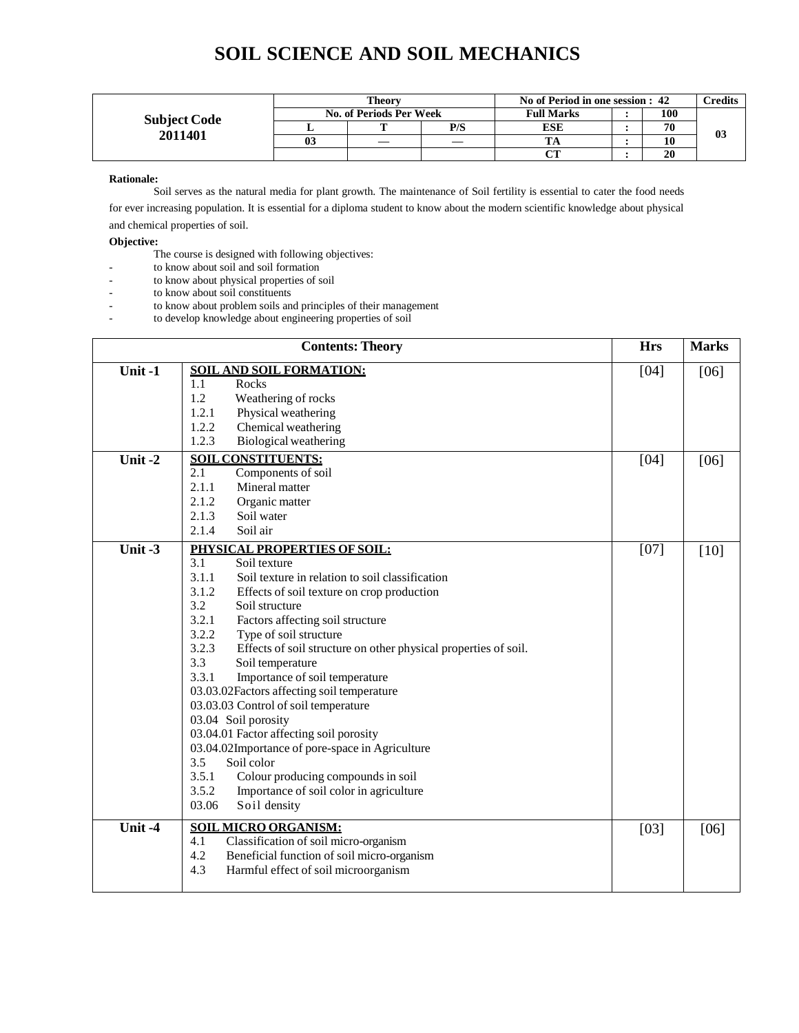# SOIL SCIENCE AND SOIL MECHANICS

| Subject Code 2011401 | Theory | | | No of Period in one session : 42 | | | Credits |
|---|---|---|---|---|---|---|---|
| | No. of Periods Per Week | | | Full Marks | : | 100 | 03 |
| | L | T | P/S | ESE | : | 70 | |
| | 03 | — | — | TA | : | 10 | |
| | | | | CT | : | 20 | |

**Rationale:**

Soil serves as the natural media for plant growth. The maintenance of Soil fertility is essential to cater the food needs for ever increasing population. It is essential for a diploma student to know about the modern scientific knowledge about physical and chemical properties of soil.

**Objective:**

The course is designed with following objectives:

- to know about soil and soil formation
- to know about physical properties of soil
- to know about soil constituents
- to know about problem soils and principles of their management
- to develop knowledge about engineering properties of soil

| Contents: Theory | | Hrs | Marks |
|---|---|---|---|
| Unit -1 | **SOIL AND SOIL FORMATION:**<br>1.1 Rocks<br>1.2 Weathering of rocks<br>1.2.1 Physical weathering<br>1.2.2 Chemical weathering<br>1.2.3 Biological weathering | [04] | [06] |
| Unit -2 | **SOIL CONSTITUENTS:**<br>2.1 Components of soil<br>2.1.1 Mineral matter<br>2.1.2 Organic matter<br>2.1.3 Soil water<br>2.1.4 Soil air | [04] | [06] |
| Unit -3 | **PHYSICAL PROPERTIES OF SOIL:**<br>3.1 Soil texture<br>3.1.1 Soil texture in relation to soil classification<br>3.1.2 Effects of soil texture on crop production<br>3.2 Soil structure<br>3.2.1 Factors affecting soil structure<br>3.2.2 Type of soil structure<br>3.2.3 Effects of soil structure on other physical properties of soil.<br>3.3 Soil temperature<br>3.3.1 Importance of soil temperature<br>03.03.02Factors affecting soil temperature<br>03.03.03 Control of soil temperature<br>03.04 Soil porosity<br>03.04.01 Factor affecting soil porosity<br>03.04.02Importance of pore-space in Agriculture<br>3.5 Soil color<br>3.5.1 Colour producing compounds in soil<br>3.5.2 Importance of soil color in agriculture<br>03.06 Soil density | [07] | [10] |
| Unit -4 | **SOIL MICRO ORGANISM:**<br>4.1 Classification of soil micro-organism<br>4.2 Beneficial function of soil micro-organism<br>4.3 Harmful effect of soil microorganism | [03] | [06] |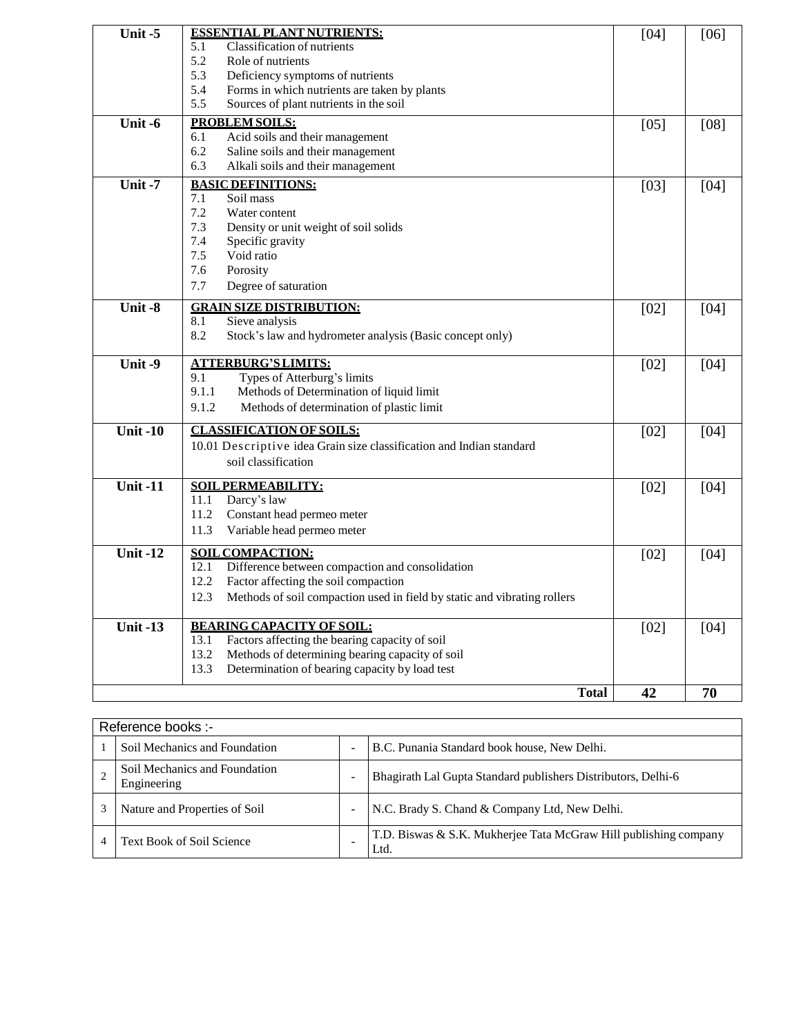| | | | |
|---|---|---|---|
| **Unit -5** | **ESSENTIAL PLANT NUTRIENTS:**<br>5.1 Classification of nutrients<br>5.2 Role of nutrients<br>5.3 Deficiency symptoms of nutrients<br>5.4 Forms in which nutrients are taken by plants<br>5.5 Sources of plant nutrients in the soil | [04] | [06] |
| **Unit -6** | **PROBLEM SOILS:**<br>6.1 Acid soils and their management<br>6.2 Saline soils and their management<br>6.3 Alkali soils and their management | [05] | [08] |
| **Unit -7** | **BASIC DEFINITIONS:**<br>7.1 Soil mass<br>7.2 Water content<br>7.3 Density or unit weight of soil solids<br>7.4 Specific gravity<br>7.5 Void ratio<br>7.6 Porosity<br>7.7 Degree of saturation | [03] | [04] |
| **Unit -8** | **GRAIN SIZE DISTRIBUTION:**<br>8.1 Sieve analysis<br>8.2 Stock's law and hydrometer analysis (Basic concept only) | [02] | [04] |
| **Unit -9** | **ATTERBURG'S LIMITS:**<br>9.1 Types of Atterburg's limits<br>9.1.1 Methods of Determination of liquid limit<br>9.1.2 Methods of determination of plastic limit | [02] | [04] |
| **Unit -10** | **CLASSIFICATION OF SOILS:**<br>10.01 Descriptive idea Grain size classification and Indian standard soil classification | [02] | [04] |
| **Unit -11** | **SOIL PERMEABILITY:**<br>11.1 Darcy's law<br>11.2 Constant head permeo meter<br>11.3 Variable head permeo meter | [02] | [04] |
| **Unit -12** | **SOIL COMPACTION:**<br>12.1 Difference between compaction and consolidation<br>12.2 Factor affecting the soil compaction<br>12.3 Methods of soil compaction used in field by static and vibrating rollers | [02] | [04] |
| **Unit -13** | **BEARING CAPACITY OF SOIL:**<br>13.1 Factors affecting the bearing capacity of soil<br>13.2 Methods of determining bearing capacity of soil<br>13.3 Determination of bearing capacity by load test | [02] | [04] |
| | **Total** | **42** | **70** |

| Reference books :- | | | |
|---|---|---|---|
| 1 | Soil Mechanics and Foundation | - | B.C. Punania Standard book house, New Delhi. |
| 2 | Soil Mechanics and Foundation Engineering | - | Bhagirath Lal Gupta Standard publishers Distributors, Delhi-6 |
| 3 | Nature and Properties of Soil | - | N.C. Brady S. Chand & Company Ltd, New Delhi. |
| 4 | Text Book of Soil Science | - | T.D. Biswas & S.K. Mukherjee Tata McGraw Hill publishing company Ltd. |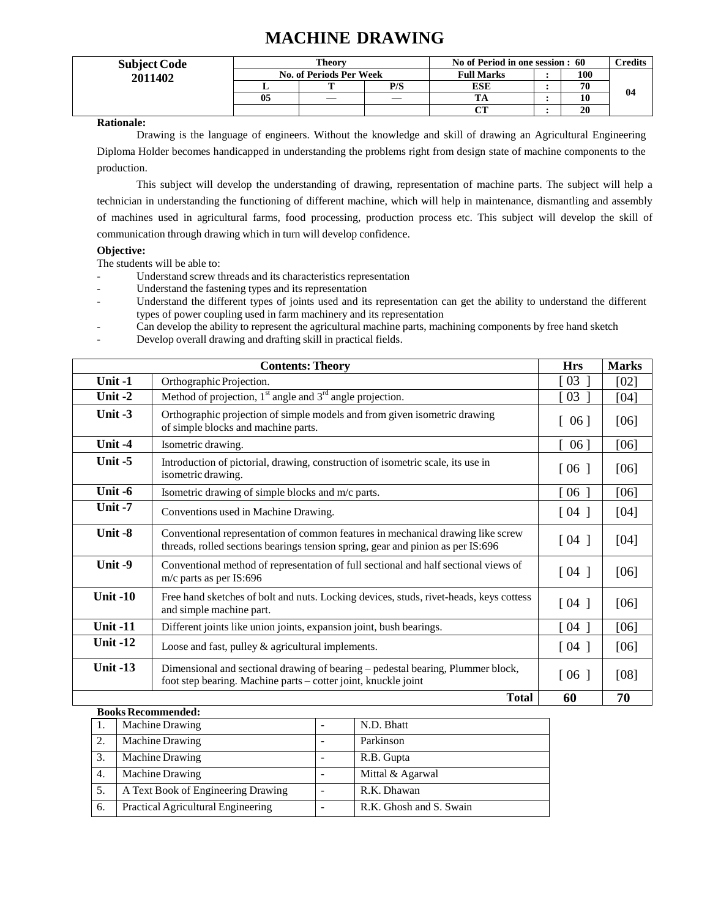# MACHINE DRAWING

| Subject Code | Theory | | | No of Period in one session : 60 | | | Credits |
|---|---|---|---|---|---|---|---|
| 2011402 | No. of Periods Per Week | | | Full Marks | : | 100 | |
| | L | T | P/S | ESE | : | 70 | 04 |
| | 05 | — | — | TA | : | 10 | |
| | | | | CT | : | 20 | |

**Rationale:**

Drawing is the language of engineers. Without the knowledge and skill of drawing an Agricultural Engineering Diploma Holder becomes handicapped in understanding the problems right from design state of machine components to the production.

This subject will develop the understanding of drawing, representation of machine parts. The subject will help a technician in understanding the functioning of different machine, which will help in maintenance, dismantling and assembly of machines used in agricultural farms, food processing, production process etc. This subject will develop the skill of communication through drawing which in turn will develop confidence.

**Objective:**

The students will be able to:

- Understand screw threads and its characteristics representation
- Understand the fastening types and its representation
- Understand the different types of joints used and its representation can get the ability to understand the different types of power coupling used in farm machinery and its representation
- Can develop the ability to represent the agricultural machine parts, machining components by free hand sketch
- Develop overall drawing and drafting skill in practical fields.

| Contents: Theory | | Hrs | Marks |
|---|---|---|---|
| Unit -1 | Orthographic Projection. | [ 03 ] | [02] |
| Unit -2 | Method of projection, 1st angle and 3rd angle projection. | [ 03 ] | [04] |
| Unit -3 | Orthographic projection of simple models and from given isometric drawing of simple blocks and machine parts. | [ 06 ] | [06] |
| Unit -4 | Isometric drawing. | [ 06 ] | [06] |
| Unit -5 | Introduction of pictorial, drawing, construction of isometric scale, its use in isometric drawing. | [ 06 ] | [06] |
| Unit -6 | Isometric drawing of simple blocks and m/c parts. | [ 06 ] | [06] |
| Unit -7 | Conventions used in Machine Drawing. | [ 04 ] | [04] |
| Unit -8 | Conventional representation of common features in mechanical drawing like screw threads, rolled sections bearings tension spring, gear and pinion as per IS:696 | [ 04 ] | [04] |
| Unit -9 | Conventional method of representation of full sectional and half sectional views of m/c parts as per IS:696 | [ 04 ] | [06] |
| Unit -10 | Free hand sketches of bolt and nuts. Locking devices, studs, rivet-heads, keys cottess and simple machine part. | [ 04 ] | [06] |
| Unit -11 | Different joints like union joints, expansion joint, bush bearings. | [ 04 ] | [06] |
| Unit -12 | Loose and fast, pulley & agricultural implements. | [ 04 ] | [06] |
| Unit -13 | Dimensional and sectional drawing of bearing – pedestal bearing, Plummer block, foot step bearing. Machine parts – cotter joint, knuckle joint | [ 06 ] | [08] |
| | **Total** | **60** | **70** |

**Books Recommended:**

| | | | |
|---|---|---|---|
| 1. | Machine Drawing | - | N.D. Bhatt |
| 2. | Machine Drawing | - | Parkinson |
| 3. | Machine Drawing | - | R.B. Gupta |
| 4. | Machine Drawing | - | Mittal & Agarwal |
| 5. | A Text Book of Engineering Drawing | - | R.K. Dhawan |
| 6. | Practical Agricultural Engineering | - | R.K. Ghosh and S. Swain |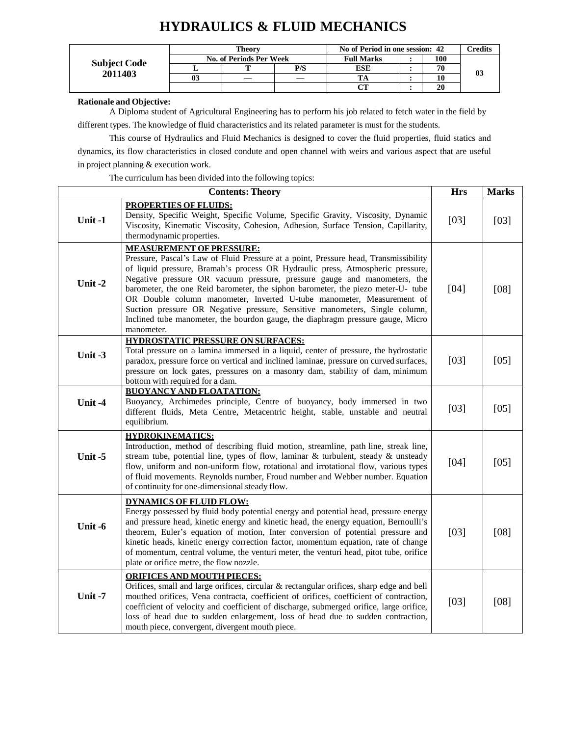# HYDRAULICS & FLUID MECHANICS

| Subject Code 2011403 | Theory | | | No of Period in one session: 42 | | | Credits |
|---|---|---|---|---|---|---|---|
| | No. of Periods Per Week | | | Full Marks | : | 100 | 03 |
| | L | T | P/S | ESE | : | 70 | |
| | 03 | — | — | TA | : | 10 | |
| | | | | CT | : | 20 | |

**Rationale and Objective:**

A Diploma student of Agricultural Engineering has to perform his job related to fetch water in the field by different types. The knowledge of fluid characteristics and its related parameter is must for the students.

This course of Hydraulics and Fluid Mechanics is designed to cover the fluid properties, fluid statics and dynamics, its flow characteristics in closed condute and open channel with weirs and various aspect that are useful in project planning & execution work.

The curriculum has been divided into the following topics:

| Contents: Theory | | Hrs | Marks |
|---|---|---|---|
| Unit -1 | **PROPERTIES OF FLUIDS:** Density, Specific Weight, Specific Volume, Specific Gravity, Viscosity, Dynamic Viscosity, Kinematic Viscosity, Cohesion, Adhesion, Surface Tension, Capillarity, thermodynamic properties. | [03] | [03] |
| Unit -2 | **MEASUREMENT OF PRESSURE:** Pressure, Pascal's Law of Fluid Pressure at a point, Pressure head, Transmissibility of liquid pressure, Bramah's process OR Hydraulic press, Atmospheric pressure, Negative pressure OR vacuum pressure, pressure gauge and manometers, the barometer, the one Reid barometer, the siphon barometer, the piezo meter-U- tube OR Double column manometer, Inverted U-tube manometer, Measurement of Suction pressure OR Negative pressure, Sensitive manometers, Single column, Inclined tube manometer, the bourdon gauge, the diaphragm pressure gauge, Micro manometer. | [04] | [08] |
| Unit -3 | **HYDROSTATIC PRESSURE ON SURFACES:** Total pressure on a lamina immersed in a liquid, center of pressure, the hydrostatic paradox, pressure force on vertical and inclined laminae, pressure on curved surfaces, pressure on lock gates, pressures on a masonry dam, stability of dam, minimum bottom with required for a dam. | [03] | [05] |
| Unit -4 | **BUOYANCY AND FLOATATION:** Buoyancy, Archimedes principle, Centre of buoyancy, body immersed in two different fluids, Meta Centre, Metacentric height, stable, unstable and neutral equilibrium. | [03] | [05] |
| Unit -5 | **HYDROKINEMATICS:** Introduction, method of describing fluid motion, streamline, path line, streak line, stream tube, potential line, types of flow, laminar & turbulent, steady & unsteady flow, uniform and non-uniform flow, rotational and irrotational flow, various types of fluid movements. Reynolds number, Froud number and Webber number. Equation of continuity for one-dimensional steady flow. | [04] | [05] |
| Unit -6 | **DYNAMICS OF FLUID FLOW:** Energy possessed by fluid body potential energy and potential head, pressure energy and pressure head, kinetic energy and kinetic head, the energy equation, Bernoulli's theorem, Euler's equation of motion, Inter conversion of potential pressure and kinetic heads, kinetic energy correction factor, momentum equation, rate of change of momentum, central volume, the venturi meter, the venturi head, pitot tube, orifice plate or orifice metre, the flow nozzle. | [03] | [08] |
| Unit -7 | **ORIFICES AND MOUTH PIECES:** Orifices, small and large orifices, circular & rectangular orifices, sharp edge and bell mouthed orifices, Vena contracta, coefficient of orifices, coefficient of contraction, coefficient of velocity and coefficient of discharge, submerged orifice, large orifice, loss of head due to sudden enlargement, loss of head due to sudden contraction, mouth piece, convergent, divergent mouth piece. | [03] | [08] |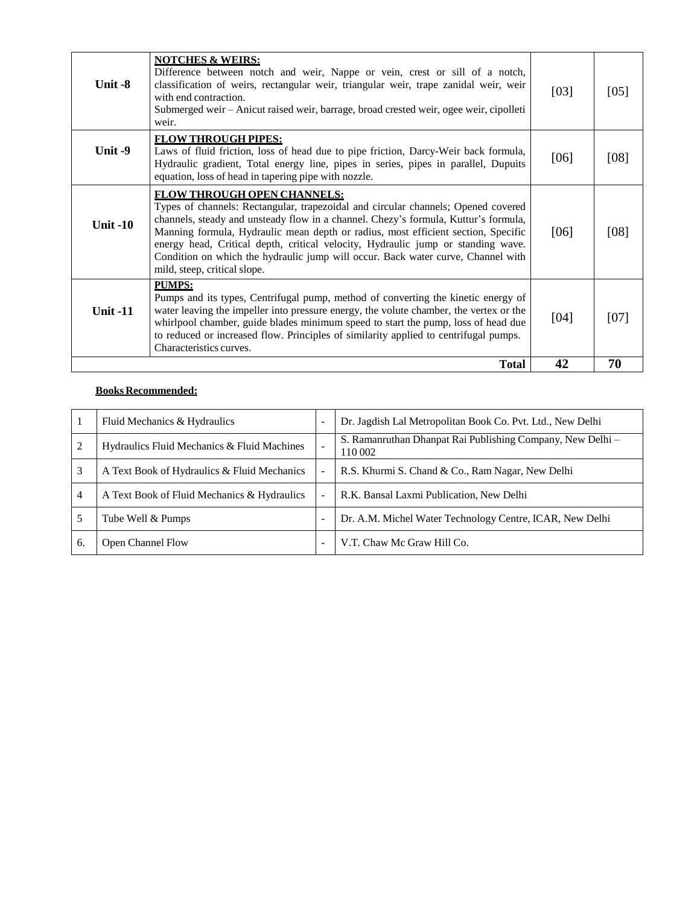| | | | |
|---|---|---|---|
| **Unit -8** | **NOTCHES & WEIRS:**<br>Difference between notch and weir, Nappe or vein, crest or sill of a notch, classification of weirs, rectangular weir, triangular weir, trape zanidal weir, weir with end contraction.<br>Submerged weir – Anicut raised weir, barrage, broad crested weir, ogee weir, cipolleti weir. | [03] | [05] |
| **Unit -9** | **FLOW THROUGH PIPES:**<br>Laws of fluid friction, loss of head due to pipe friction, Darcy-Weir back formula, Hydraulic gradient, Total energy line, pipes in series, pipes in parallel, Dupuits equation, loss of head in tapering pipe with nozzle. | [06] | [08] |
| **Unit -10** | **FLOW THROUGH OPEN CHANNELS:**<br>Types of channels: Rectangular, trapezoidal and circular channels; Opened covered channels, steady and unsteady flow in a channel. Chezy's formula, Kuttur's formula, Manning formula, Hydraulic mean depth or radius, most efficient section, Specific energy head, Critical depth, critical velocity, Hydraulic jump or standing wave. Condition on which the hydraulic jump will occur. Back water curve, Channel with mild, steep, critical slope. | [06] | [08] |
| **Unit -11** | **PUMPS:**<br>Pumps and its types, Centrifugal pump, method of converting the kinetic energy of water leaving the impeller into pressure energy, the volute chamber, the vertex or the whirlpool chamber, guide blades minimum speed to start the pump, loss of head due to reduced or increased flow. Principles of similarity applied to centrifugal pumps. Characteristics curves. | [04] | [07] |
| | **Total** | **42** | **70** |

**Books Recommended:**

| | | | |
|---|---|---|---|
| 1 | Fluid Mechanics & Hydraulics | - | Dr. Jagdish Lal Metropolitan Book Co. Pvt. Ltd., New Delhi |
| 2 | Hydraulics Fluid Mechanics & Fluid Machines | - | S. Ramanruthan Dhanpat Rai Publishing Company, New Delhi – 110 002 |
| 3 | A Text Book of Hydraulics & Fluid Mechanics | - | R.S. Khurmi S. Chand & Co., Ram Nagar, New Delhi |
| 4 | A Text Book of Fluid Mechanics & Hydraulics | - | R.K. Bansal Laxmi Publication, New Delhi |
| 5 | Tube Well & Pumps | - | Dr. A.M. Michel Water Technology Centre, ICAR, New Delhi |
| 6. | Open Channel Flow | - | V.T. Chaw Mc Graw Hill Co. |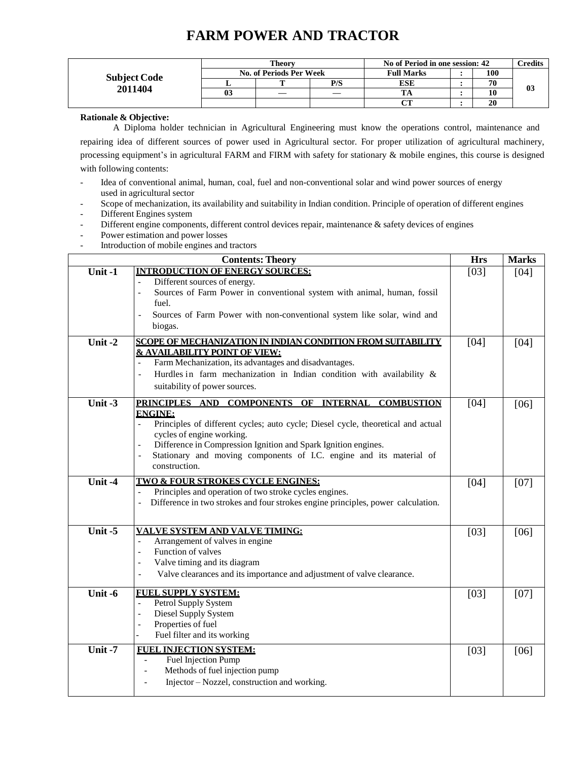# FARM POWER AND TRACTOR

| Subject Code 2011404 | Theory | | | No of Period in one session: 42 | | | Credits |
|---|---|---|---|---|---|---|---|
| | No. of Periods Per Week | | | Full Marks | : | 100 | 03 |
| | L | T | P/S | ESE | : | 70 | |
| | 03 | — | — | TA | : | 10 | |
| | | | | CT | : | 20 | |

**Rationale & Objective:**

A Diploma holder technician in Agricultural Engineering must know the operations control, maintenance and repairing idea of different sources of power used in Agricultural sector. For proper utilization of agricultural machinery, processing equipment's in agricultural FARM and FIRM with safety for stationary & mobile engines, this course is designed with following contents:

- Idea of conventional animal, human, coal, fuel and non-conventional solar and wind power sources of energy used in agricultural sector
- Scope of mechanization, its availability and suitability in Indian condition. Principle of operation of different engines
- Different Engines system
- Different engine components, different control devices repair, maintenance & safety devices of engines
- Power estimation and power losses
- Introduction of mobile engines and tractors

| Contents: Theory | | Hrs | Marks |
|---|---|---|---|
| Unit -1 | **INTRODUCTION OF ENERGY SOURCES:**<br>- Different sources of energy.<br>- Sources of Farm Power in conventional system with animal, human, fossil fuel.<br>- Sources of Farm Power with non-conventional system like solar, wind and biogas. | [03] | [04] |
| Unit -2 | **SCOPE OF MECHANIZATION IN INDIAN CONDITION FROM SUITABILITY & AVAILABILITY POINT OF VIEW:**<br>- Farm Mechanization, its advantages and disadvantages.<br>- Hurdles in farm mechanization in Indian condition with availability & suitability of power sources. | [04] | [04] |
| Unit -3 | **PRINCIPLES AND COMPONENTS OF INTERNAL COMBUSTION ENGINE:**<br>- Principles of different cycles; auto cycle; Diesel cycle, theoretical and actual cycles of engine working.<br>- Difference in Compression Ignition and Spark Ignition engines.<br>- Stationary and moving components of I.C. engine and its material of construction. | [04] | [06] |
| Unit -4 | **TWO & FOUR STROKES CYCLE ENGINES:**<br>- Principles and operation of two stroke cycles engines.<br>- Difference in two strokes and four strokes engine principles, power calculation. | [04] | [07] |
| Unit -5 | **VALVE SYSTEM AND VALVE TIMING:**<br>- Arrangement of valves in engine<br>- Function of valves<br>- Valve timing and its diagram<br>- Valve clearances and its importance and adjustment of valve clearance. | [03] | [06] |
| Unit -6 | **FUEL SUPPLY SYSTEM:**<br>- Petrol Supply System<br>- Diesel Supply System<br>- Properties of fuel<br>- Fuel filter and its working | [03] | [07] |
| Unit -7 | **FUEL INJECTION SYSTEM:**<br>- Fuel Injection Pump<br>- Methods of fuel injection pump<br>- Injector – Nozzel, construction and working. | [03] | [06] |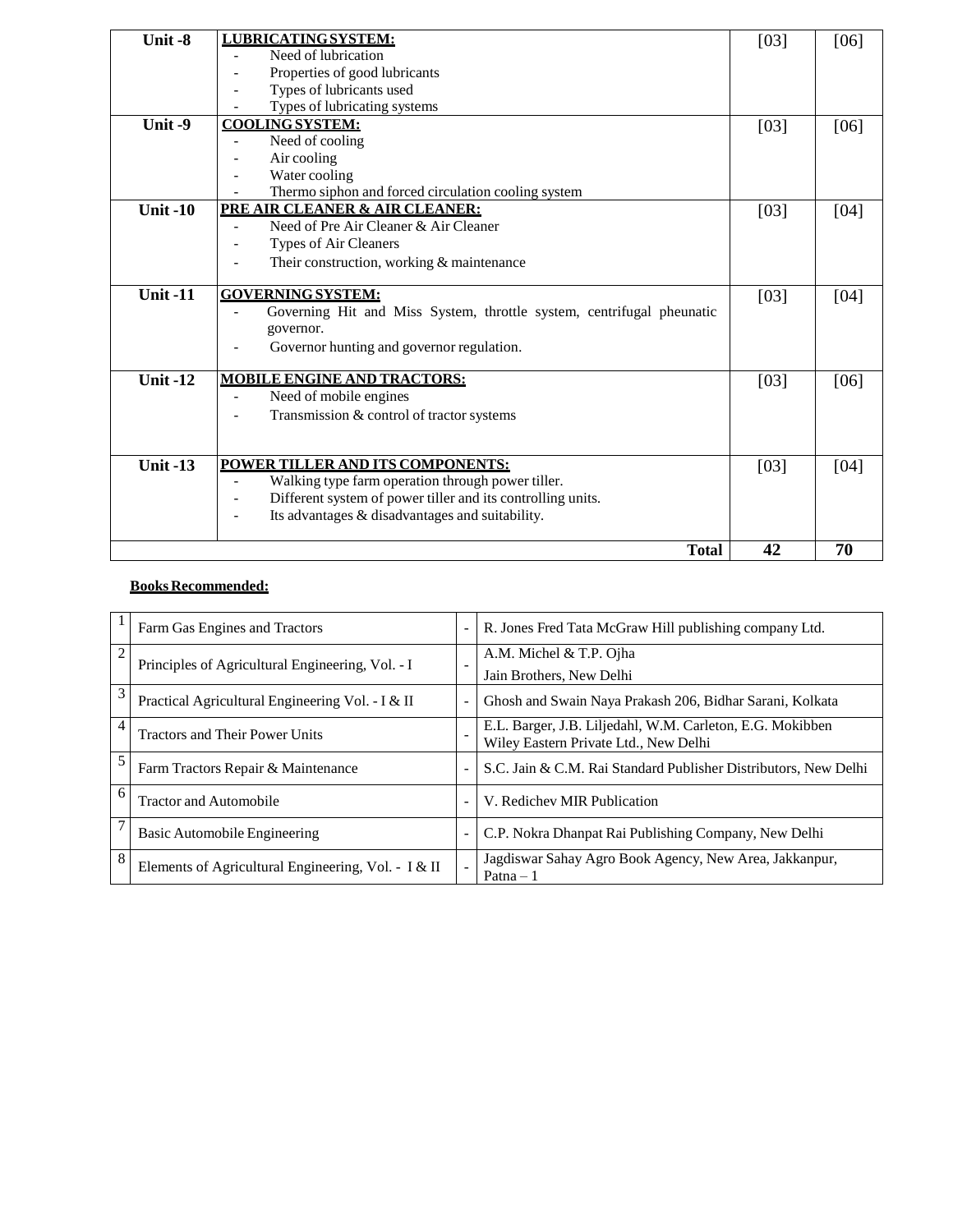| Unit | Content | | |
|---|---|---|---|
| **Unit -8** | **LUBRICATING SYSTEM:**<br>- Need of lubrication<br>- Properties of good lubricants<br>- Types of lubricants used<br>- Types of lubricating systems | [03] | [06] |
| **Unit -9** | **COOLING SYSTEM:**<br>- Need of cooling<br>- Air cooling<br>- Water cooling<br>- Thermo siphon and forced circulation cooling system | [03] | [06] |
| **Unit -10** | **PRE AIR CLEANER & AIR CLEANER:**<br>- Need of Pre Air Cleaner & Air Cleaner<br>- Types of Air Cleaners<br>- Their construction, working & maintenance | [03] | [04] |
| **Unit -11** | **GOVERNING SYSTEM:**<br>- Governing Hit and Miss System, throttle system, centrifugal pheunatic governor.<br>- Governor hunting and governor regulation. | [03] | [04] |
| **Unit -12** | **MOBILE ENGINE AND TRACTORS:**<br>- Need of mobile engines<br>- Transmission & control of tractor systems | [03] | [06] |
| **Unit -13** | **POWER TILLER AND ITS COMPONENTS:**<br>- Walking type farm operation through power tiller.<br>- Different system of power tiller and its controlling units.<br>- Its advantages & disadvantages and suitability. | [03] | [04] |
| | **Total** | **42** | **70** |

**Books Recommended:**

| No. | Title | | Author / Publisher |
|---|---|---|---|
| 1 | Farm Gas Engines and Tractors | - | R. Jones Fred Tata McGraw Hill publishing company Ltd. |
| 2 | Principles of Agricultural Engineering, Vol. - I | - | A.M. Michel & T.P. Ojha<br>Jain Brothers, New Delhi |
| 3 | Practical Agricultural Engineering Vol. - I & II | - | Ghosh and Swain Naya Prakash 206, Bidhar Sarani, Kolkata |
| 4 | Tractors and Their Power Units | - | E.L. Barger, J.B. Liljedahl, W.M. Carleton, E.G. Mokibben<br>Wiley Eastern Private Ltd., New Delhi |
| 5 | Farm Tractors Repair & Maintenance | - | S.C. Jain & C.M. Rai Standard Publisher Distributors, New Delhi |
| 6 | Tractor and Automobile | - | V. Redichev MIR Publication |
| 7 | Basic Automobile Engineering | - | C.P. Nokra Dhanpat Rai Publishing Company, New Delhi |
| 8 | Elements of Agricultural Engineering, Vol. - I & II | - | Jagdiswar Sahay Agro Book Agency, New Area, Jakkanpur, Patna – 1 |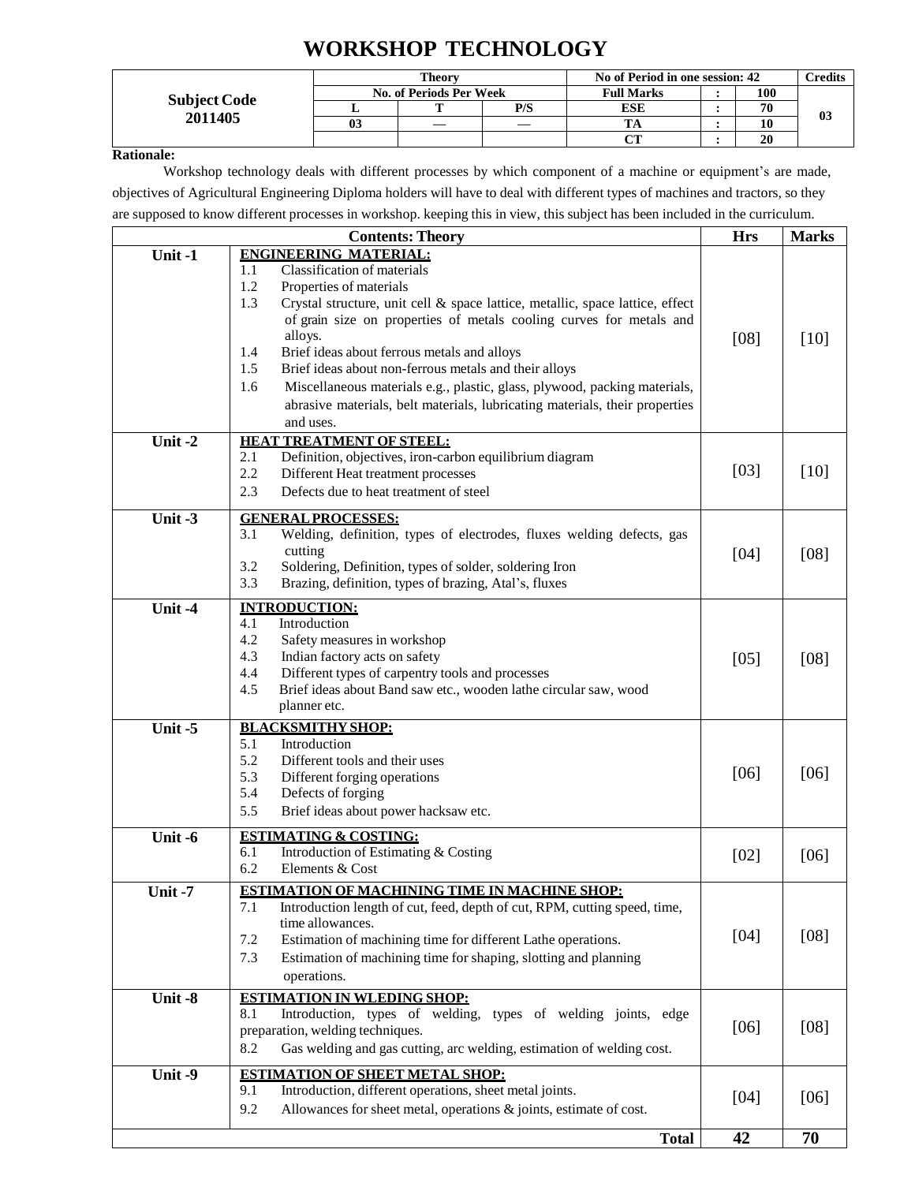# WORKSHOP TECHNOLOGY

| Subject Code 2011405 | Theory | | | No of Period in one session: 42 | | | Credits |
|---|---|---|---|---|---|---|---|
| | No. of Periods Per Week | | | Full Marks | : | 100 | 03 |
| | L | T | P/S | ESE | : | 70 | |
| | 03 | — | — | TA | : | 10 | |
| | | | | CT | : | 20 | |

**Rationale:**

Workshop technology deals with different processes by which component of a machine or equipment's are made, objectives of Agricultural Engineering Diploma holders will have to deal with different types of machines and tractors, so they are supposed to know different processes in workshop. keeping this in view, this subject has been included in the curriculum.

| | Contents: Theory | Hrs | Marks |
|---|---|---|---|
| Unit -1 | **ENGINEERING MATERIAL:**<br>1.1 Classification of materials<br>1.2 Properties of materials<br>1.3 Crystal structure, unit cell & space lattice, metallic, space lattice, effect of grain size on properties of metals cooling curves for metals and alloys.<br>1.4 Brief ideas about ferrous metals and alloys<br>1.5 Brief ideas about non-ferrous metals and their alloys<br>1.6 Miscellaneous materials e.g., plastic, glass, plywood, packing materials, abrasive materials, belt materials, lubricating materials, their properties and uses. | [08] | [10] |
| Unit -2 | **HEAT TREATMENT OF STEEL:**<br>2.1 Definition, objectives, iron-carbon equilibrium diagram<br>2.2 Different Heat treatment processes<br>2.3 Defects due to heat treatment of steel | [03] | [10] |
| Unit -3 | **GENERAL PROCESSES:**<br>3.1 Welding, definition, types of electrodes, fluxes welding defects, gas cutting<br>3.2 Soldering, Definition, types of solder, soldering Iron<br>3.3 Brazing, definition, types of brazing, Atal's, fluxes | [04] | [08] |
| Unit -4 | **INTRODUCTION:**<br>4.1 Introduction<br>4.2 Safety measures in workshop<br>4.3 Indian factory acts on safety<br>4.4 Different types of carpentry tools and processes<br>4.5 Brief ideas about Band saw etc., wooden lathe circular saw, wood planner etc. | [05] | [08] |
| Unit -5 | **BLACKSMITHY SHOP:**<br>5.1 Introduction<br>5.2 Different tools and their uses<br>5.3 Different forging operations<br>5.4 Defects of forging<br>5.5 Brief ideas about power hacksaw etc. | [06] | [06] |
| Unit -6 | **ESTIMATING & COSTING:**<br>6.1 Introduction of Estimating & Costing<br>6.2 Elements & Cost | [02] | [06] |
| Unit -7 | **ESTIMATION OF MACHINING TIME IN MACHINE SHOP:**<br>7.1 Introduction length of cut, feed, depth of cut, RPM, cutting speed, time, time allowances.<br>7.2 Estimation of machining time for different Lathe operations.<br>7.3 Estimation of machining time for shaping, slotting and planning operations. | [04] | [08] |
| Unit -8 | **ESTIMATION IN WLEDING SHOP:**<br>8.1 Introduction, types of welding, types of welding joints, edge preparation, welding techniques.<br>8.2 Gas welding and gas cutting, arc welding, estimation of welding cost. | [06] | [08] |
| Unit -9 | **ESTIMATION OF SHEET METAL SHOP:**<br>9.1 Introduction, different operations, sheet metal joints.<br>9.2 Allowances for sheet metal, operations & joints, estimate of cost. | [04] | [06] |
| | **Total** | **42** | **70** |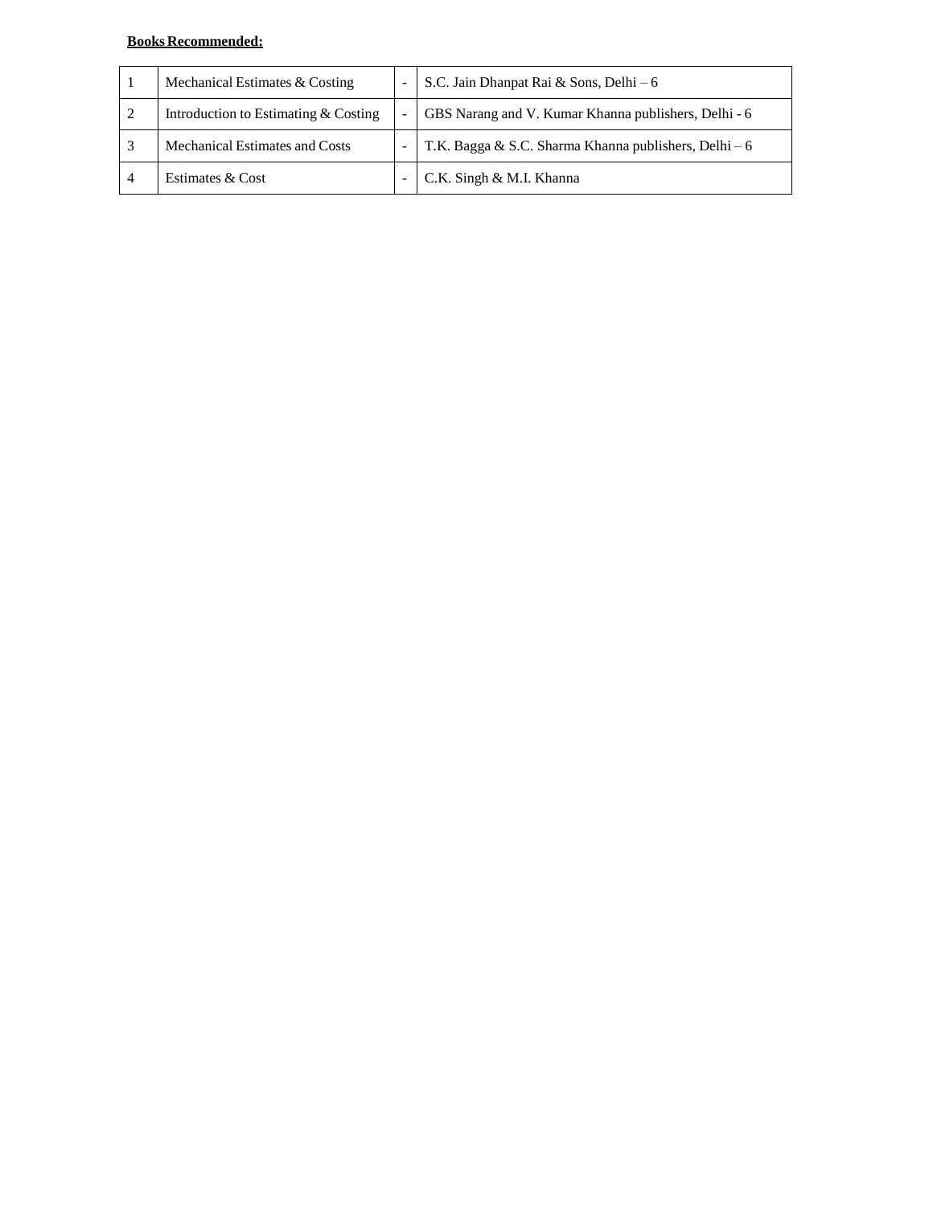**Books Recommended:**

| | | | |
|---|---|---|---|
| 1 | Mechanical Estimates & Costing | - | S.C. Jain Dhanpat Rai & Sons, Delhi – 6 |
| 2 | Introduction to Estimating & Costing | - | GBS Narang and V. Kumar Khanna publishers, Delhi - 6 |
| 3 | Mechanical Estimates and Costs | - | T.K. Bagga & S.C. Sharma Khanna publishers, Delhi – 6 |
| 4 | Estimates & Cost | - | C.K. Singh & M.I. Khanna |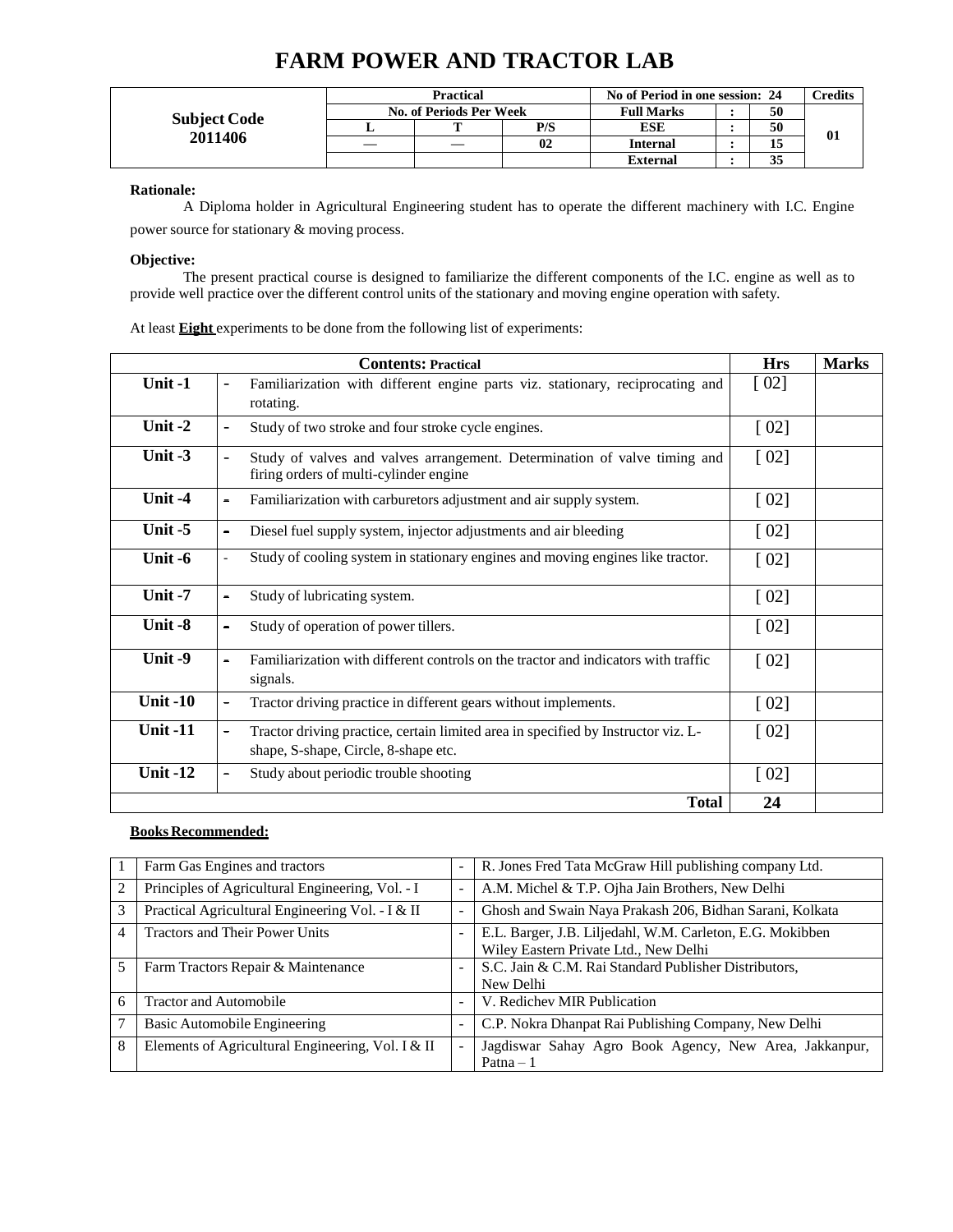# FARM POWER AND TRACTOR LAB

| Subject Code 2011406 | Practical | | | No of Period in one session: 24 | | | Credits |
|---|---|---|---|---|---|---|---|
| | No. of Periods Per Week | | | Full Marks | : | 50 | 01 |
| | L | T | P/S | ESE | : | 50 | |
| | — | — | 02 | Internal | : | 15 | |
| | | | | External | : | 35 | |

**Rationale:**

A Diploma holder in Agricultural Engineering student has to operate the different machinery with I.C. Engine power source for stationary & moving process.

**Objective:**

The present practical course is designed to familiarize the different components of the I.C. engine as well as to provide well practice over the different control units of the stationary and moving engine operation with safety.

At least **Eight** experiments to be done from the following list of experiments:

| **Contents: Practical** | | | **Hrs** | **Marks** |
|---|---|---|---|---|
| **Unit -1** | - | Familiarization with different engine parts viz. stationary, reciprocating and rotating. | [ 02] | |
| **Unit -2** | - | Study of two stroke and four stroke cycle engines. | [ 02] | |
| **Unit -3** | - | Study of valves and valves arrangement. Determination of valve timing and firing orders of multi-cylinder engine | [ 02] | |
| **Unit -4** | - | Familiarization with carburetors adjustment and air supply system. | [ 02] | |
| **Unit -5** | - | Diesel fuel supply system, injector adjustments and air bleeding | [ 02] | |
| **Unit -6** | - | Study of cooling system in stationary engines and moving engines like tractor. | [ 02] | |
| **Unit -7** | - | Study of lubricating system. | [ 02] | |
| **Unit -8** | - | Study of operation of power tillers. | [ 02] | |
| **Unit -9** | - | Familiarization with different controls on the tractor and indicators with traffic signals. | [ 02] | |
| **Unit -10** | - | Tractor driving practice in different gears without implements. | [ 02] | |
| **Unit -11** | - | Tractor driving practice, certain limited area in specified by Instructor viz. L-shape, S-shape, Circle, 8-shape etc. | [ 02] | |
| **Unit -12** | - | Study about periodic trouble shooting | [ 02] | |
| | | **Total** | **24** | |

**Books Recommended:**

| | | | |
|---|---|---|---|
| 1 | Farm Gas Engines and tractors | - | R. Jones Fred Tata McGraw Hill publishing company Ltd. |
| 2 | Principles of Agricultural Engineering, Vol. - I | - | A.M. Michel & T.P. Ojha Jain Brothers, New Delhi |
| 3 | Practical Agricultural Engineering Vol. - I & II | - | Ghosh and Swain Naya Prakash 206, Bidhan Sarani, Kolkata |
| 4 | Tractors and Their Power Units | - | E.L. Barger, J.B. Liljedahl, W.M. Carleton, E.G. Mokibben Wiley Eastern Private Ltd., New Delhi |
| 5 | Farm Tractors Repair & Maintenance | - | S.C. Jain & C.M. Rai Standard Publisher Distributors, New Delhi |
| 6 | Tractor and Automobile | - | V. Redichev MIR Publication |
| 7 | Basic Automobile Engineering | - | C.P. Nokra Dhanpat Rai Publishing Company, New Delhi |
| 8 | Elements of Agricultural Engineering, Vol. I & II | - | Jagdiswar Sahay Agro Book Agency, New Area, Jakkanpur, Patna – 1 |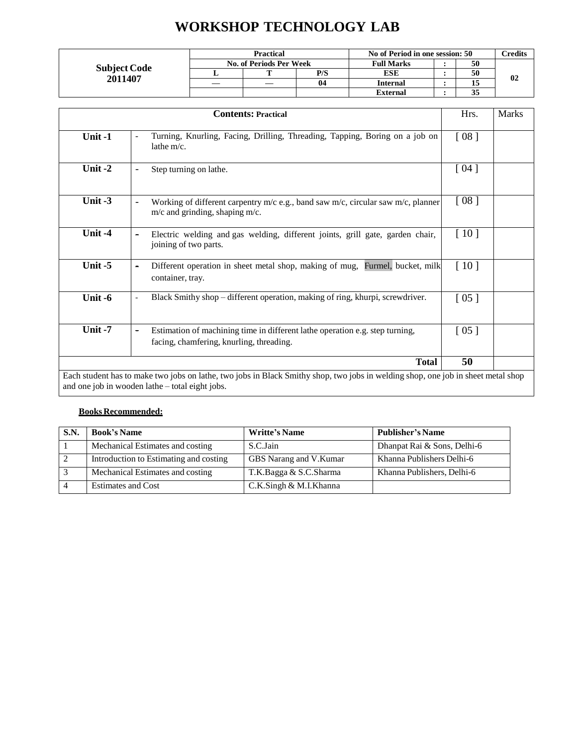# WORKSHOP TECHNOLOGY LAB

| Subject Code 2011407 | Practical | | | No of Period in one session: 50 | | | Credits |
|---|---|---|---|---|---|---|---|
| | No. of Periods Per Week | | | Full Marks | : | 50 | 02 |
| | L | T | P/S | ESE | : | 50 | |
| | — | — | 04 | Internal | : | 15 | |
| | | | | External | : | 35 | |

| Contents: Practical | | Hrs. | Marks |
|---|---|---|---|
| Unit -1 | - Turning, Knurling, Facing, Drilling, Threading, Tapping, Boring on a job on lathe m/c. | [ 08 ] | |
| Unit -2 | - Step turning on lathe. | [ 04 ] | |
| Unit -3 | - Working of different carpentry m/c e.g., band saw m/c, circular saw m/c, planner m/c and grinding, shaping m/c. | [ 08 ] | |
| Unit -4 | - Electric welding and gas welding, different joints, grill gate, garden chair, joining of two parts. | [ 10 ] | |
| Unit -5 | - Different operation in sheet metal shop, making of mug, Furmel, bucket, milk container, tray. | [ 10 ] | |
| Unit -6 | - Black Smithy shop – different operation, making of ring, khurpi, screwdriver. | [ 05 ] | |
| Unit -7 | - Estimation of machining time in different lathe operation e.g. step turning, facing, chamfering, knurling, threading. | [ 05 ] | |
| | **Total** | **50** | |

Each student has to make two jobs on lathe, two jobs in Black Smithy shop, two jobs in welding shop, one job in sheet metal shop and one job in wooden lathe – total eight jobs.

**Books Recommended:**

| S.N. | Book's Name | Writte's Name | Publisher's Name |
|---|---|---|---|
| 1 | Mechanical Estimates and costing | S.C.Jain | Dhanpat Rai & Sons, Delhi-6 |
| 2 | Introduction to Estimating and costing | GBS Narang and V.Kumar | Khanna Publishers Delhi-6 |
| 3 | Mechanical Estimates and costing | T.K.Bagga & S.C.Sharma | Khanna Publishers, Delhi-6 |
| 4 | Estimates and Cost | C.K.Singh & M.I.Khanna | |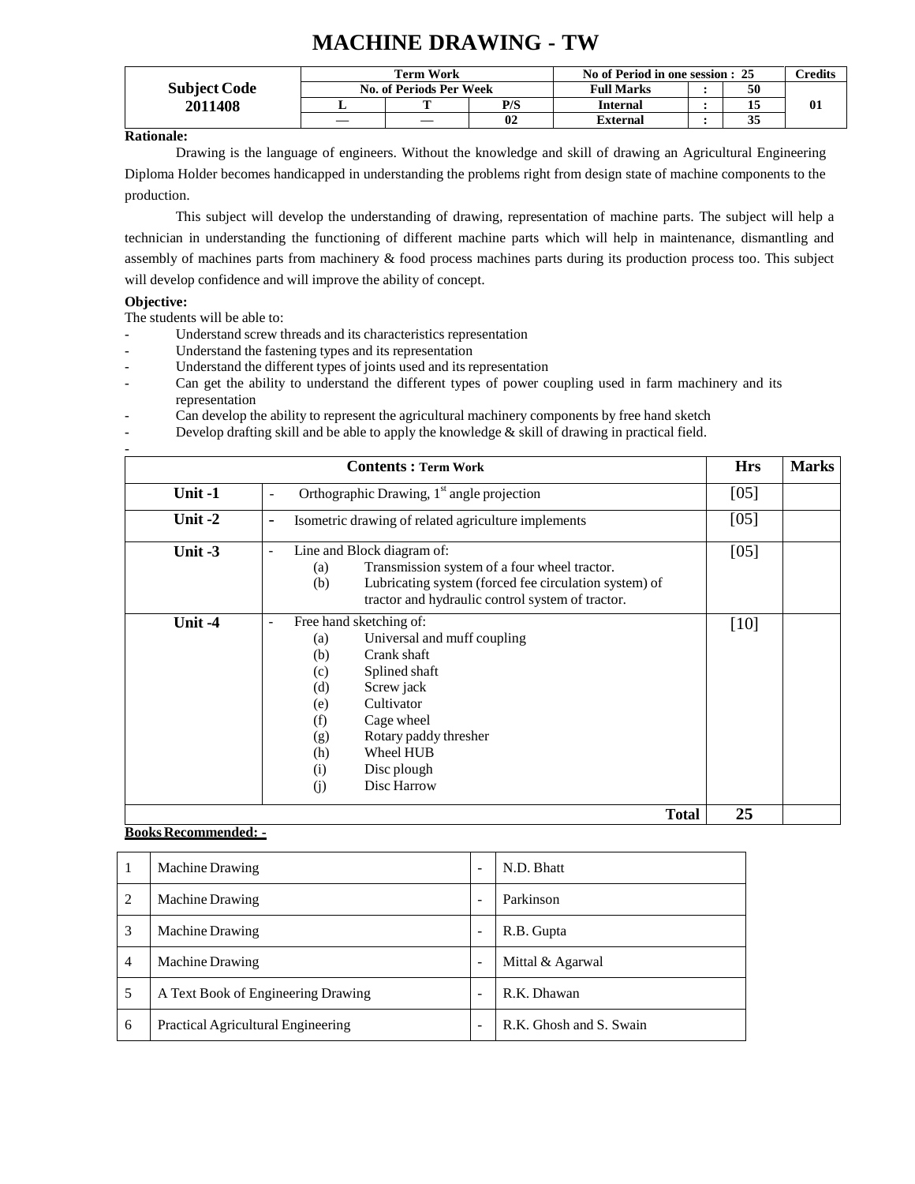# MACHINE DRAWING - TW

| Subject Code 2011408 | Term Work | | | No of Period in one session : 25 | | | Credits |
|---|---|---|---|---|---|---|---|
| | No. of Periods Per Week | | | Full Marks | : | 50 | 01 |
| | L | T | P/S | Internal | : | 15 | |
| | — | — | 02 | External | : | 35 | |

**Rationale:**

Drawing is the language of engineers. Without the knowledge and skill of drawing an Agricultural Engineering Diploma Holder becomes handicapped in understanding the problems right from design state of machine components to the production.

This subject will develop the understanding of drawing, representation of machine parts. The subject will help a technician in understanding the functioning of different machine parts which will help in maintenance, dismantling and assembly of machines parts from machinery & food process machines parts during its production process too. This subject will develop confidence and will improve the ability of concept.

**Objective:**

The students will be able to:

- Understand screw threads and its characteristics representation
- Understand the fastening types and its representation
- Understand the different types of joints used and its representation
- Can get the ability to understand the different types of power coupling used in farm machinery and its representation
- Can develop the ability to represent the agricultural machinery components by free hand sketch
- Develop drafting skill and be able to apply the knowledge & skill of drawing in practical field.
-

| **Contents : Term Work** | | **Hrs** | **Marks** |
|---|---|---|---|
| **Unit -1** | - Orthographic Drawing, 1st angle projection | [05] | |
| **Unit -2** | - Isometric drawing of related agriculture implements | [05] | |
| **Unit -3** | - Line and Block diagram of:<br>(a) Transmission system of a four wheel tractor.<br>(b) Lubricating system (forced fee circulation system) of tractor and hydraulic control system of tractor. | [05] | |
| **Unit -4** | - Free hand sketching of:<br>(a) Universal and muff coupling<br>(b) Crank shaft<br>(c) Splined shaft<br>(d) Screw jack<br>(e) Cultivator<br>(f) Cage wheel<br>(g) Rotary paddy thresher<br>(h) Wheel HUB<br>(i) Disc plough<br>(j) Disc Harrow | [10] | |
| | **Total** | **25** | |

**Books Recommended: -**

| 1 | Machine Drawing | - | N.D. Bhatt |
|---|---|---|---|
| 2 | Machine Drawing | - | Parkinson |
| 3 | Machine Drawing | - | R.B. Gupta |
| 4 | Machine Drawing | - | Mittal & Agarwal |
| 5 | A Text Book of Engineering Drawing | - | R.K. Dhawan |
| 6 | Practical Agricultural Engineering | - | R.K. Ghosh and S. Swain |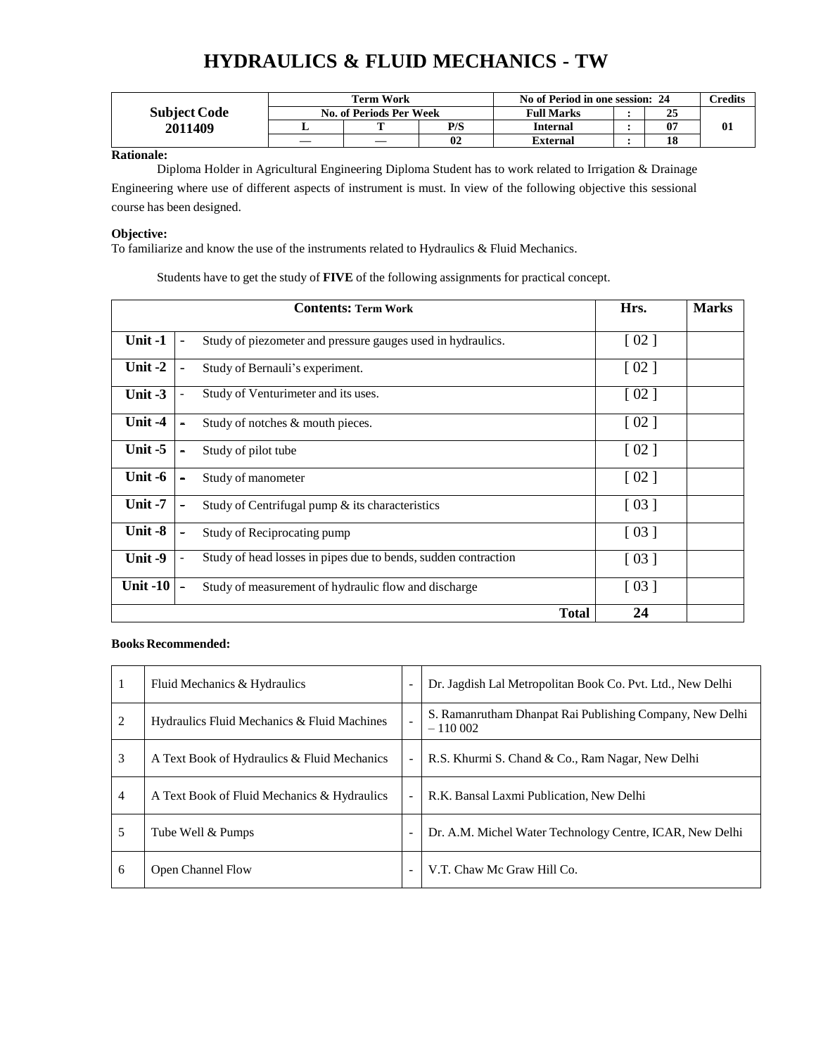# HYDRAULICS & FLUID MECHANICS - TW

| Subject Code | Term Work | | | No of Period in one session: 24 | | | Credits |
|---|---|---|---|---|---|---|---|
| | No. of Periods Per Week | | | Full Marks | : | 25 | |
| 2011409 | L | T | P/S | Internal | : | 07 | 01 |
| | — | — | 02 | External | : | 18 | |

**Rationale:**

Diploma Holder in Agricultural Engineering Diploma Student has to work related to Irrigation & Drainage Engineering where use of different aspects of instrument is must. In view of the following objective this sessional course has been designed.

**Objective:**

To familiarize and know the use of the instruments related to Hydraulics & Fluid Mechanics.

Students have to get the study of **FIVE** of the following assignments for practical concept.

| **Contents: Term Work** | | Hrs. | Marks |
|---|---|---|---|
| **Unit -1** | - Study of piezometer and pressure gauges used in hydraulics. | [ 02 ] | |
| **Unit -2** | - Study of Bernauli's experiment. | [ 02 ] | |
| **Unit -3** | - Study of Venturimeter and its uses. | [ 02 ] | |
| **Unit -4** | - Study of notches & mouth pieces. | [ 02 ] | |
| **Unit -5** | - Study of pilot tube | [ 02 ] | |
| **Unit -6** | - Study of manometer | [ 02 ] | |
| **Unit -7** | - Study of Centrifugal pump & its characteristics | [ 03 ] | |
| **Unit -8** | - Study of Reciprocating pump | [ 03 ] | |
| **Unit -9** | - Study of head losses in pipes due to bends, sudden contraction | [ 03 ] | |
| **Unit -10** | - Study of measurement of hydraulic flow and discharge | [ 03 ] | |
| | **Total** | **24** | |

**Books Recommended:**

| | | | |
|---|---|---|---|
| 1 | Fluid Mechanics & Hydraulics | - | Dr. Jagdish Lal Metropolitan Book Co. Pvt. Ltd., New Delhi |
| 2 | Hydraulics Fluid Mechanics & Fluid Machines | - | S. Ramanrutham Dhanpat Rai Publishing Company, New Delhi – 110 002 |
| 3 | A Text Book of Hydraulics & Fluid Mechanics | - | R.S. Khurmi S. Chand & Co., Ram Nagar, New Delhi |
| 4 | A Text Book of Fluid Mechanics & Hydraulics | - | R.K. Bansal Laxmi Publication, New Delhi |
| 5 | Tube Well & Pumps | - | Dr. A.M. Michel Water Technology Centre, ICAR, New Delhi |
| 6 | Open Channel Flow | - | V.T. Chaw Mc Graw Hill Co. |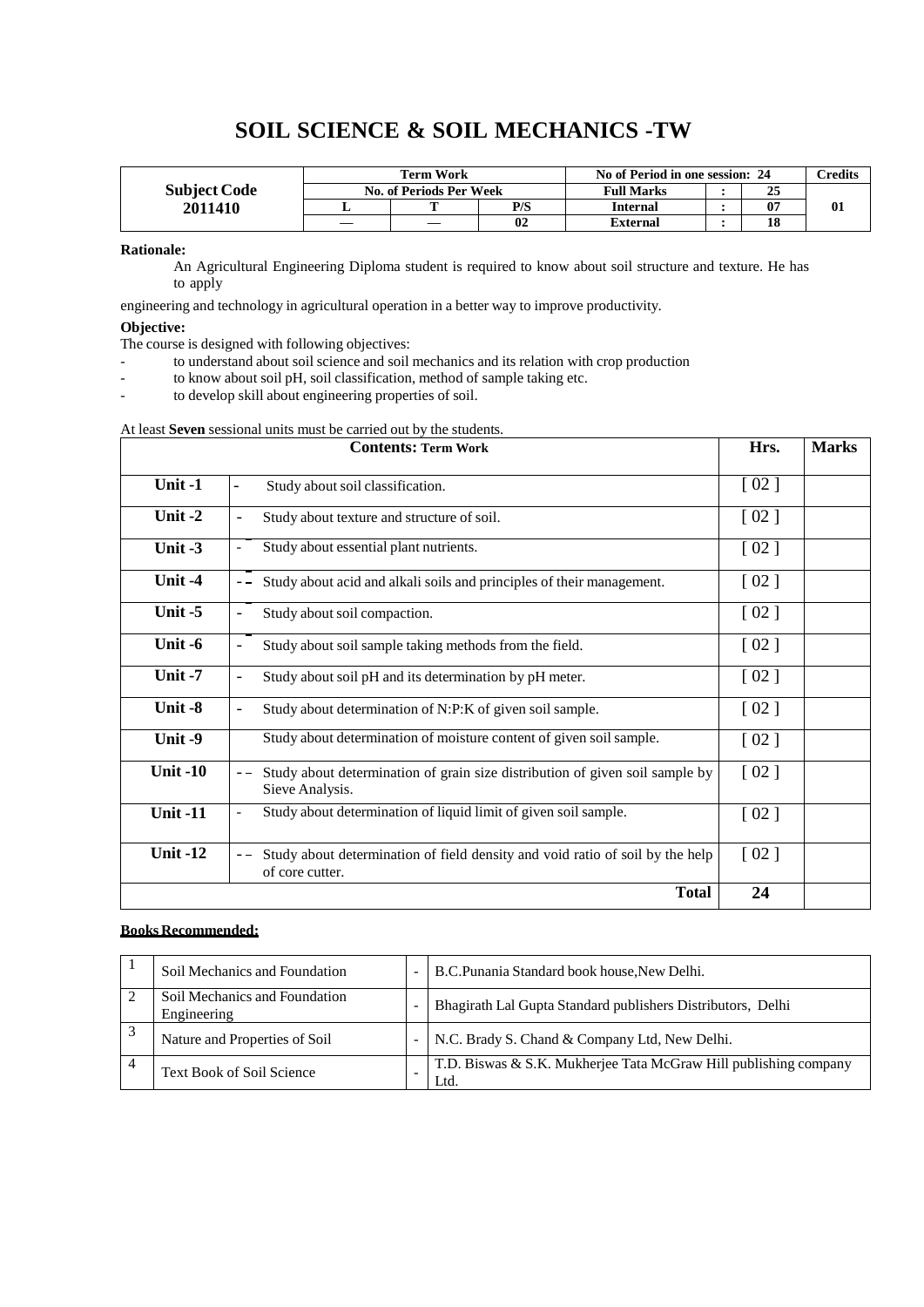# SOIL SCIENCE & SOIL MECHANICS -TW

| Subject Code | Term Work | | | No of Period in one session: 24 | | | Credits |
|---|---|---|---|---|---|---|---|
| | No. of Periods Per Week | | | Full Marks | : | 25 | |
| 2011410 | L | T | P/S | Internal | : | 07 | 01 |
| | — | — | 02 | External | : | 18 | |

**Rationale:**

An Agricultural Engineering Diploma student is required to know about soil structure and texture. He has to apply engineering and technology in agricultural operation in a better way to improve productivity.

**Objective:**

The course is designed with following objectives:

- to understand about soil science and soil mechanics and its relation with crop production
- to know about soil pH, soil classification, method of sample taking etc.
- to develop skill about engineering properties of soil.

At least **Seven** sessional units must be carried out by the students.

| **Contents:** Term Work | | Hrs. | Marks |
|---|---|---|---|
| **Unit -1** | - Study about soil classification. | [ 02 ] | |
| **Unit -2** | - Study about texture and structure of soil. | [ 02 ] | |
| **Unit -3** | - Study about essential plant nutrients. | [ 02 ] | |
| **Unit -4** | - Study about acid and alkali soils and principles of their management. | [ 02 ] | |
| **Unit -5** | - Study about soil compaction. | [ 02 ] | |
| **Unit -6** | - Study about soil sample taking methods from the field. | [ 02 ] | |
| **Unit -7** | - Study about soil pH and its determination by pH meter. | [ 02 ] | |
| **Unit -8** | - Study about determination of N:P:K of given soil sample. | [ 02 ] | |
| **Unit -9** | Study about determination of moisture content of given soil sample. | [ 02 ] | |
| **Unit -10** | - Study about determination of grain size distribution of given soil sample by Sieve Analysis. | [ 02 ] | |
| **Unit -11** | - Study about determination of liquid limit of given soil sample. | [ 02 ] | |
| **Unit -12** | - Study about determination of field density and void ratio of soil by the help of core cutter. | [ 02 ] | |
| | **Total** | **24** | |

**Books Recommended:**

| | | | |
|---|---|---|---|
| 1 | Soil Mechanics and Foundation | - | B.C.Punania Standard book house,New Delhi. |
| 2 | Soil Mechanics and Foundation Engineering | - | Bhagirath Lal Gupta Standard publishers Distributors, Delhi |
| 3 | Nature and Properties of Soil | - | N.C. Brady S. Chand & Company Ltd, New Delhi. |
| 4 | Text Book of Soil Science | - | T.D. Biswas & S.K. Mukherjee Tata McGraw Hill publishing company Ltd. |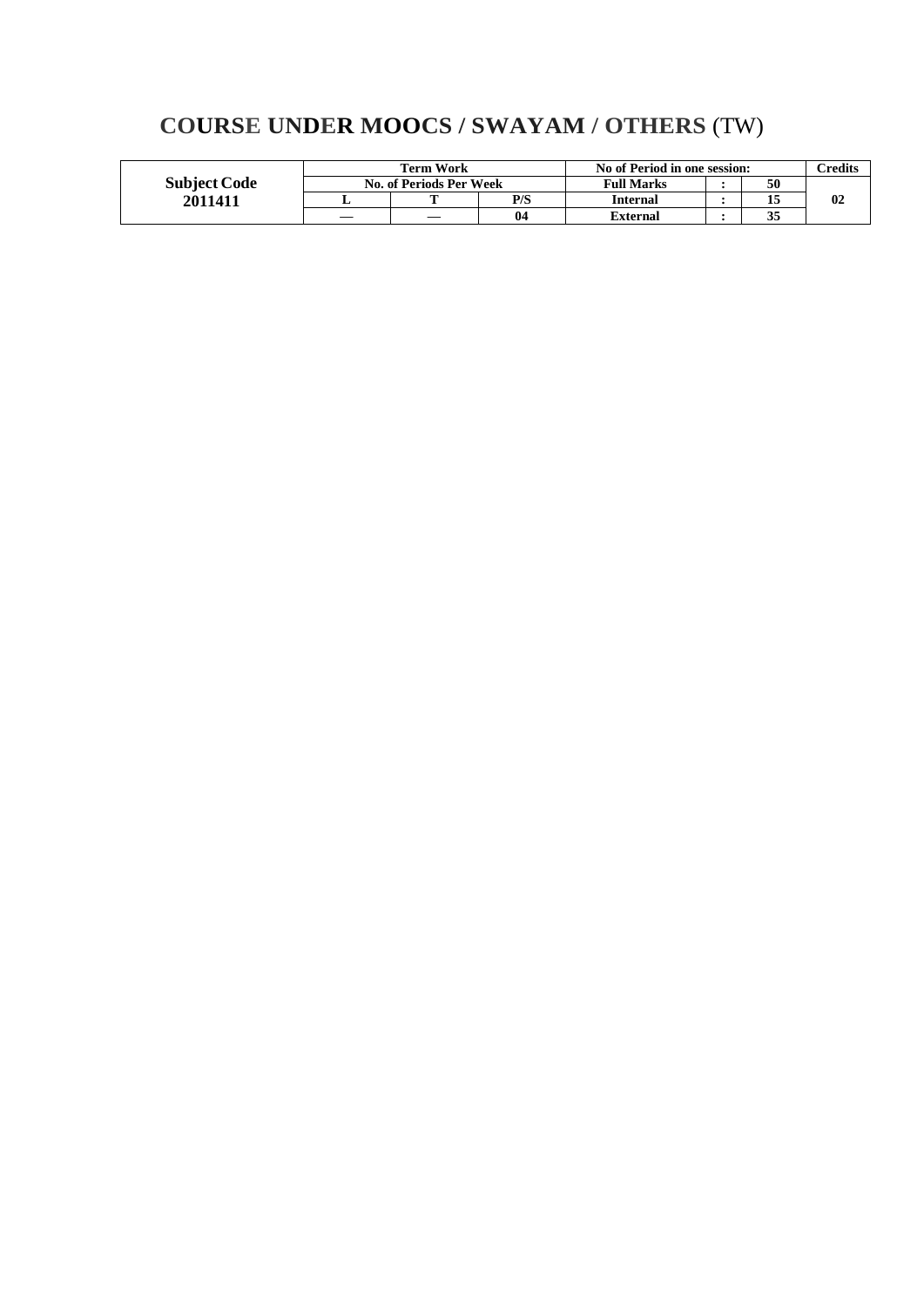# COURSE UNDER MOOCS / SWAYAM / OTHERS (TW)

| Subject Code 2011411 | Term Work | | | No of Period in one session: | | | Credits |
|---|---|---|---|---|---|---|---|
| | No. of Periods Per Week | | | Full Marks | : | 50 | 02 |
| | L | T | P/S | Internal | : | 15 | |
| | — | — | 04 | External | : | 35 | |